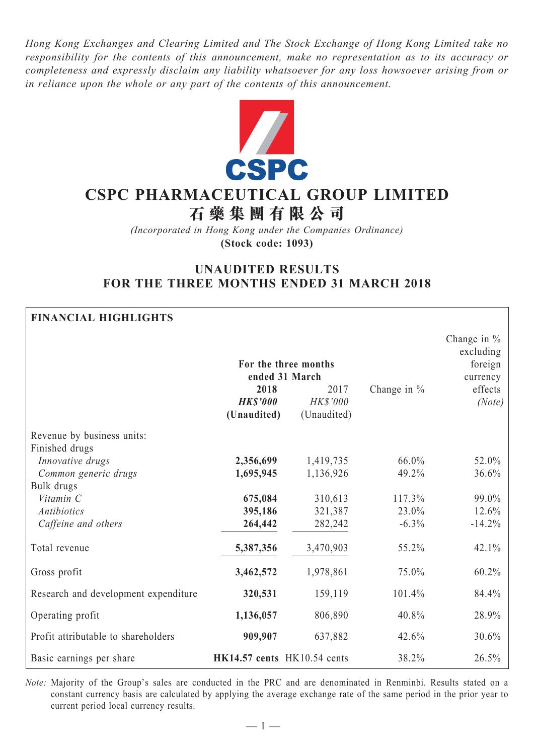*Hong Kong Exchanges and Clearing Limited and The Stock Exchange of Hong Kong Limited take no responsibility for the contents of this announcement, make no representation as to its accuracy or completeness and expressly disclaim any liability whatsoever for any loss howsoever arising from or in reliance upon the whole or any part of the contents of this announcement.*

# CSPC PHARMACEUTICAL GROUP LIMITED
# 石藥集團有限公司

*(Incorporated in Hong Kong under the Companies Ordinance)*
**(Stock code: 1093)**

## UNAUDITED RESULTS FOR THE THREE MONTHS ENDED 31 MARCH 2018

**FINANCIAL HIGHLIGHTS**

| | For the three months ended 31 March | | Change in % | Change in % excluding foreign currency effects |
|---|---|---|---|---|
| | **2018** | 2017 | | |
| | ***HK$'000*** | *HK$'000* | | *(Note)* |
| | **(Unaudited)** | (Unaudited) | | |
| Revenue by business units: | | | | |
| Finished drugs | | | | |
| *Innovative drugs* | **2,356,699** | 1,419,735 | 66.0% | 52.0% |
| *Common generic drugs* | **1,695,945** | 1,136,926 | 49.2% | 36.6% |
| Bulk drugs | | | | |
| *Vitamin C* | **675,084** | 310,613 | 117.3% | 99.0% |
| *Antibiotics* | **395,186** | 321,387 | 23.0% | 12.6% |
| *Caffeine and others* | **264,442** | 282,242 | -6.3% | -14.2% |
| Total revenue | **5,387,356** | 3,470,903 | 55.2% | 42.1% |
| Gross profit | **3,462,572** | 1,978,861 | 75.0% | 60.2% |
| Research and development expenditure | **320,531** | 159,119 | 101.4% | 84.4% |
| Operating profit | **1,136,057** | 806,890 | 40.8% | 28.9% |
| Profit attributable to shareholders | **909,907** | 637,882 | 42.6% | 30.6% |
| Basic earnings per share | **HK14.57 cents** | HK10.54 cents | 38.2% | 26.5% |

*Note:* Majority of the Group's sales are conducted in the PRC and are denominated in Renminbi. Results stated on a constant currency basis are calculated by applying the average exchange rate of the same period in the prior year to current period local currency results.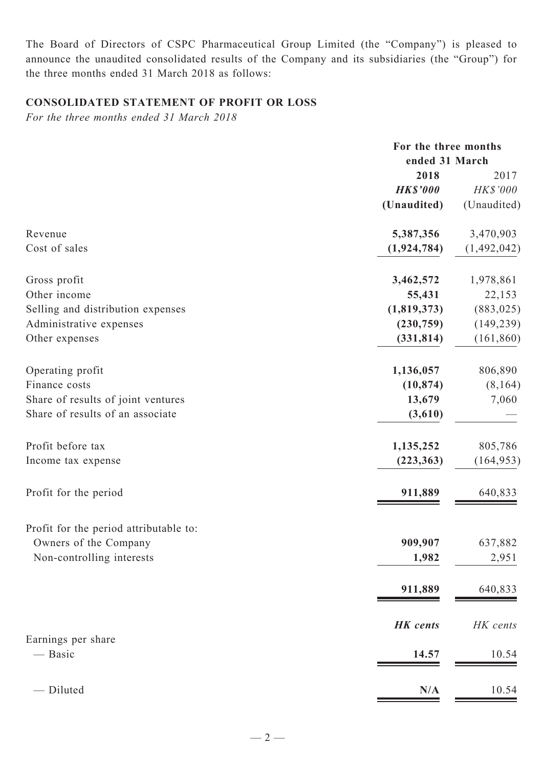The Board of Directors of CSPC Pharmaceutical Group Limited (the "Company") is pleased to announce the unaudited consolidated results of the Company and its subsidiaries (the "Group") for the three months ended 31 March 2018 as follows:

## CONSOLIDATED STATEMENT OF PROFIT OR LOSS

*For the three months ended 31 March 2018*

| | For the three months ended 31 March | |
|---|---|---|
| | **2018** | 2017 |
| | ***HK$'000*** | *HK$'000* |
| | **(Unaudited)** | (Unaudited) |
| Revenue | **5,387,356** | 3,470,903 |
| Cost of sales | **(1,924,784)** | (1,492,042) |
| Gross profit | **3,462,572** | 1,978,861 |
| Other income | **55,431** | 22,153 |
| Selling and distribution expenses | **(1,819,373)** | (883,025) |
| Administrative expenses | **(230,759)** | (149,239) |
| Other expenses | **(331,814)** | (161,860) |
| Operating profit | **1,136,057** | 806,890 |
| Finance costs | **(10,874)** | (8,164) |
| Share of results of joint ventures | **13,679** | 7,060 |
| Share of results of an associate | **(3,610)** | — |
| Profit before tax | **1,135,252** | 805,786 |
| Income tax expense | **(223,363)** | (164,953) |
| Profit for the period | **911,889** | 640,833 |
| Profit for the period attributable to: | | |
| Owners of the Company | **909,907** | 637,882 |
| Non-controlling interests | **1,982** | 2,951 |
| | **911,889** | 640,833 |
| | ***HK cents*** | *HK cents* |
| Earnings per share | | |
| — Basic | **14.57** | 10.54 |
| — Diluted | **N/A** | 10.54 |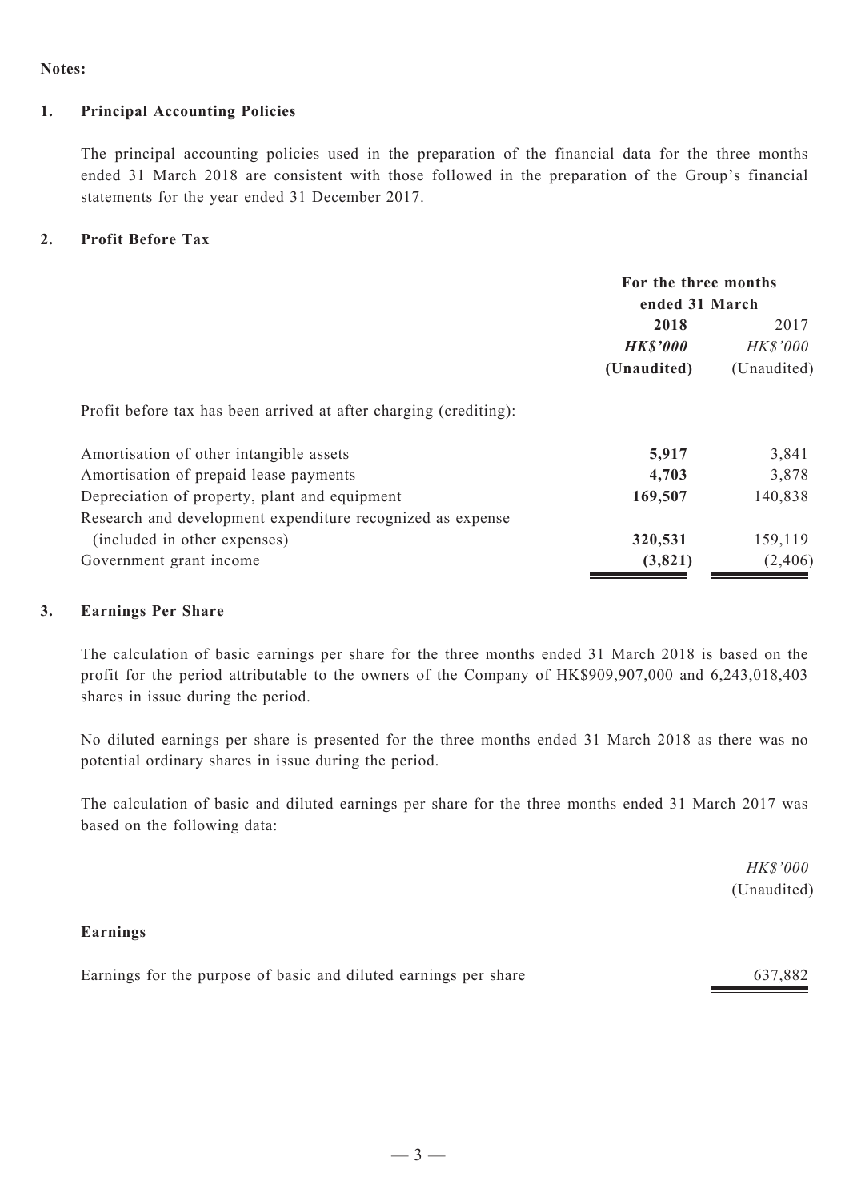**Notes:**

## 1. Principal Accounting Policies

The principal accounting policies used in the preparation of the financial data for the three months ended 31 March 2018 are consistent with those followed in the preparation of the Group's financial statements for the year ended 31 December 2017.

## 2. Profit Before Tax

| | For the three months ended 31 March | |
|---|---|---|
| | **2018** | 2017 |
| | ***HK$'000*** | *HK$'000* |
| | **(Unaudited)** | (Unaudited) |
| Profit before tax has been arrived at after charging (crediting): | | |
| Amortisation of other intangible assets | **5,917** | 3,841 |
| Amortisation of prepaid lease payments | **4,703** | 3,878 |
| Depreciation of property, plant and equipment | **169,507** | 140,838 |
| Research and development expenditure recognized as expense (included in other expenses) | **320,531** | 159,119 |
| Government grant income | **(3,821)** | (2,406) |

## 3. Earnings Per Share

The calculation of basic earnings per share for the three months ended 31 March 2018 is based on the profit for the period attributable to the owners of the Company of HK$909,907,000 and 6,243,018,403 shares in issue during the period.

No diluted earnings per share is presented for the three months ended 31 March 2018 as there was no potential ordinary shares in issue during the period.

The calculation of basic and diluted earnings per share for the three months ended 31 March 2017 was based on the following data:

| | *HK$'000* (Unaudited) |
|---|---|
| **Earnings** | |
| Earnings for the purpose of basic and diluted earnings per share | 637,882 |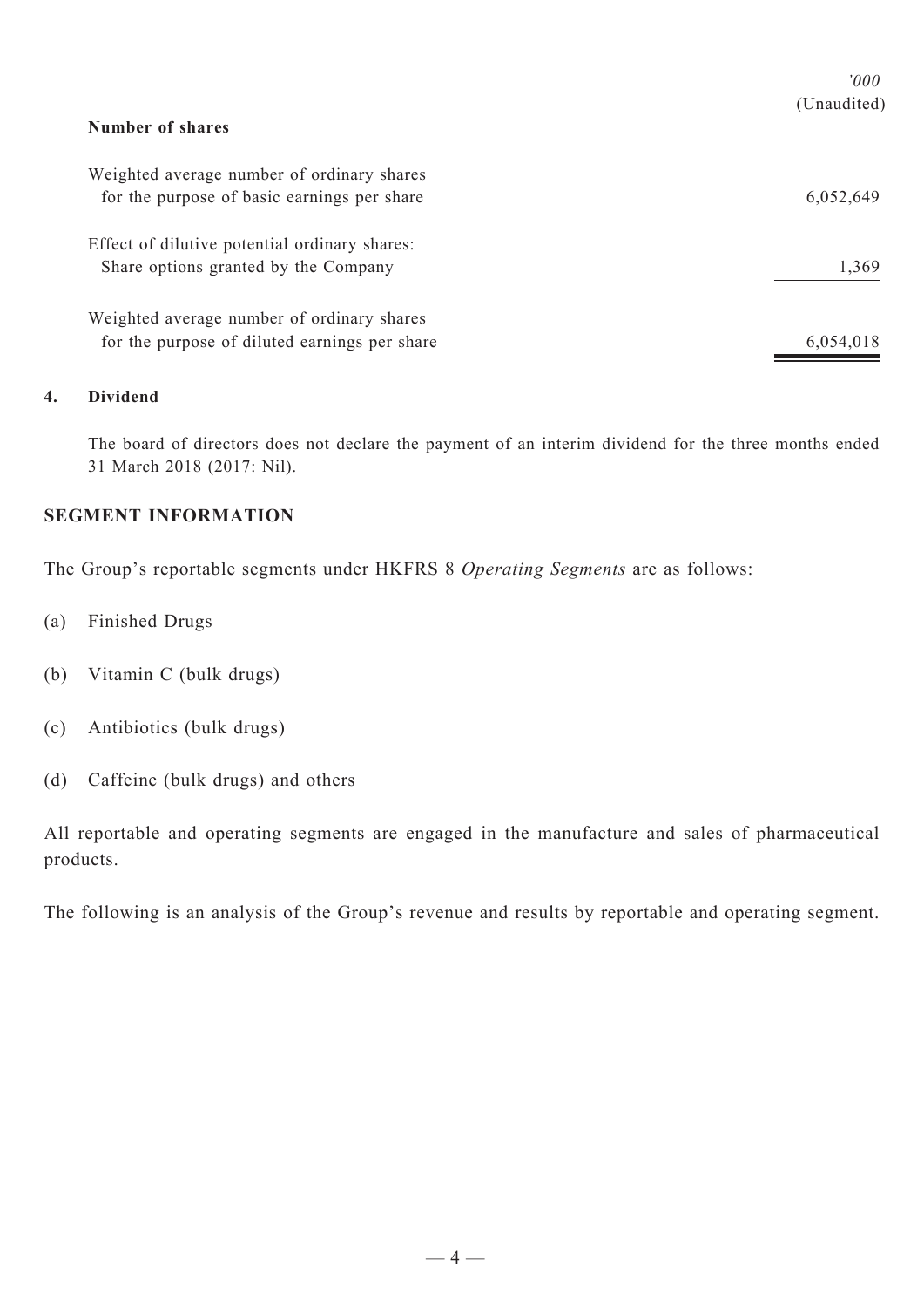| Number of shares | '000 (Unaudited) |
|---|---|
| Weighted average number of ordinary shares for the purpose of basic earnings per share | 6,052,649 |
| Effect of dilutive potential ordinary shares: Share options granted by the Company | 1,369 |
| Weighted average number of ordinary shares for the purpose of diluted earnings per share | 6,054,018 |

**4. Dividend**

The board of directors does not declare the payment of an interim dividend for the three months ended 31 March 2018 (2017: Nil).

## SEGMENT INFORMATION

The Group's reportable segments under HKFRS 8 *Operating Segments* are as follows:

(a) Finished Drugs

(b) Vitamin C (bulk drugs)

(c) Antibiotics (bulk drugs)

(d) Caffeine (bulk drugs) and others

All reportable and operating segments are engaged in the manufacture and sales of pharmaceutical products.

The following is an analysis of the Group's revenue and results by reportable and operating segment.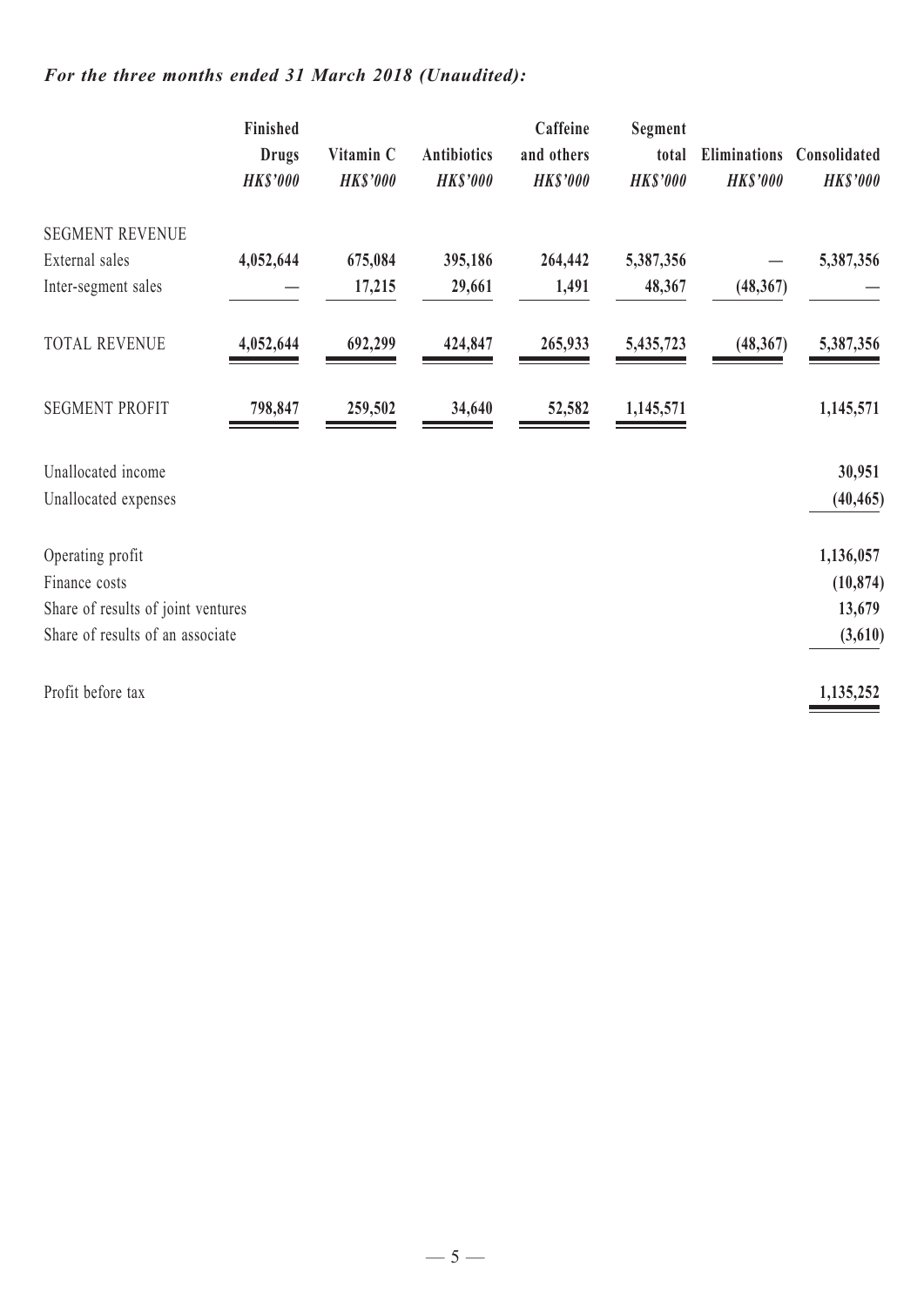***For the three months ended 31 March 2018 (Unaudited):***

| | Finished Drugs *HK$'000* | Vitamin C *HK$'000* | Antibiotics *HK$'000* | Caffeine and others *HK$'000* | Segment total *HK$'000* | Eliminations *HK$'000* | Consolidated *HK$'000* |
|---|---|---|---|---|---|---|---|
| SEGMENT REVENUE | | | | | | | |
| External sales | 4,052,644 | 675,084 | 395,186 | 264,442 | 5,387,356 | — | 5,387,356 |
| Inter-segment sales | — | 17,215 | 29,661 | 1,491 | 48,367 | (48,367) | — |
| TOTAL REVENUE | 4,052,644 | 692,299 | 424,847 | 265,933 | 5,435,723 | (48,367) | 5,387,356 |
| SEGMENT PROFIT | 798,847 | 259,502 | 34,640 | 52,582 | 1,145,571 | | 1,145,571 |
| Unallocated income | | | | | | | 30,951 |
| Unallocated expenses | | | | | | | (40,465) |
| Operating profit | | | | | | | 1,136,057 |
| Finance costs | | | | | | | (10,874) |
| Share of results of joint ventures | | | | | | | 13,679 |
| Share of results of an associate | | | | | | | (3,610) |
| Profit before tax | | | | | | | 1,135,252 |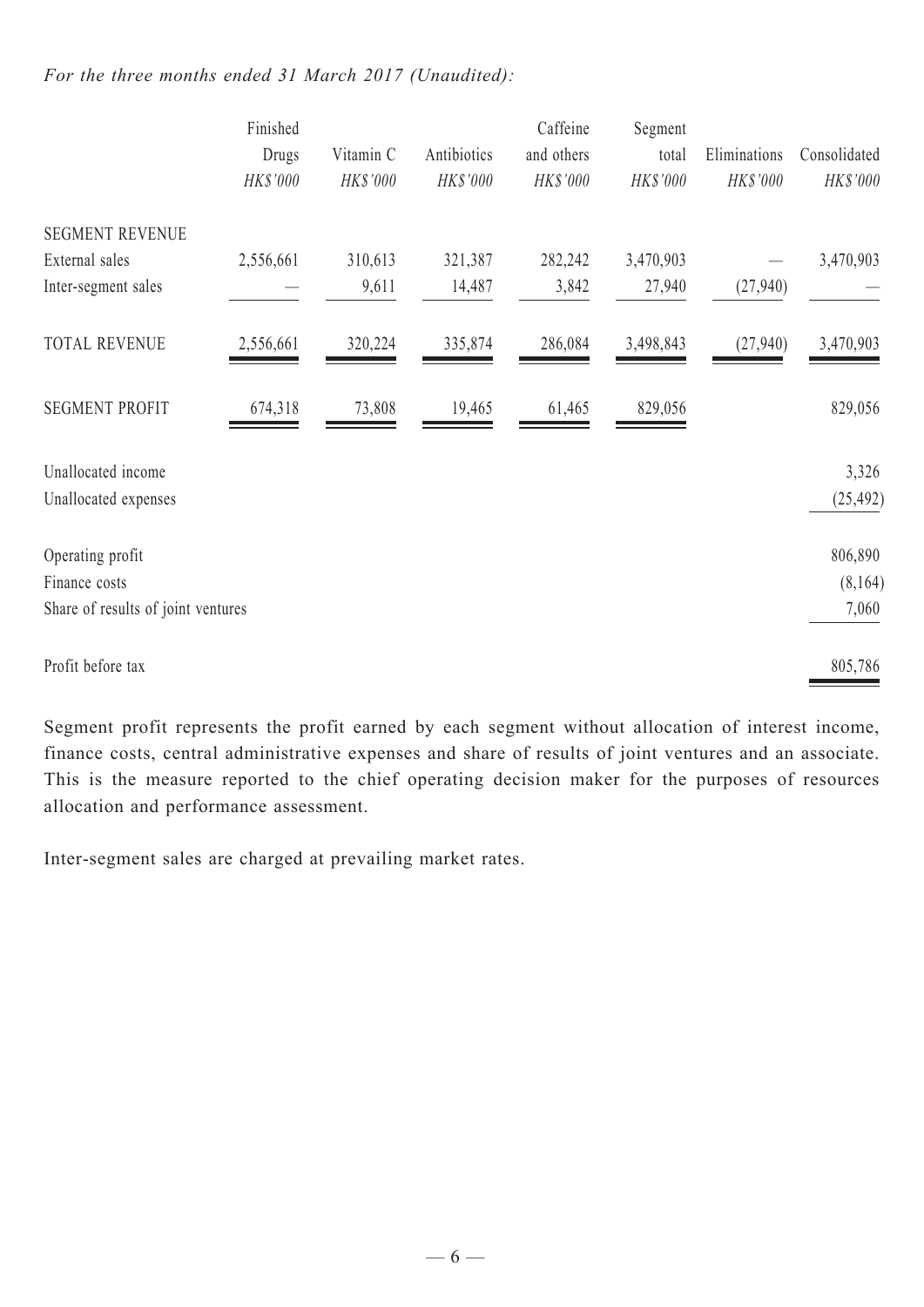*For the three months ended 31 March 2017 (Unaudited):*

| | Finished Drugs HK$'000 | Vitamin C HK$'000 | Antibiotics HK$'000 | Caffeine and others HK$'000 | Segment total HK$'000 | Eliminations HK$'000 | Consolidated HK$'000 |
|---|---|---|---|---|---|---|---|
| SEGMENT REVENUE | | | | | | | |
| External sales | 2,556,661 | 310,613 | 321,387 | 282,242 | 3,470,903 | — | 3,470,903 |
| Inter-segment sales | — | 9,611 | 14,487 | 3,842 | 27,940 | (27,940) | — |
| TOTAL REVENUE | 2,556,661 | 320,224 | 335,874 | 286,084 | 3,498,843 | (27,940) | 3,470,903 |
| SEGMENT PROFIT | 674,318 | 73,808 | 19,465 | 61,465 | 829,056 | | 829,056 |
| Unallocated income | | | | | | | 3,326 |
| Unallocated expenses | | | | | | | (25,492) |
| Operating profit | | | | | | | 806,890 |
| Finance costs | | | | | | | (8,164) |
| Share of results of joint ventures | | | | | | | 7,060 |
| Profit before tax | | | | | | | 805,786 |

Segment profit represents the profit earned by each segment without allocation of interest income, finance costs, central administrative expenses and share of results of joint ventures and an associate. This is the measure reported to the chief operating decision maker for the purposes of resources allocation and performance assessment.

Inter-segment sales are charged at prevailing market rates.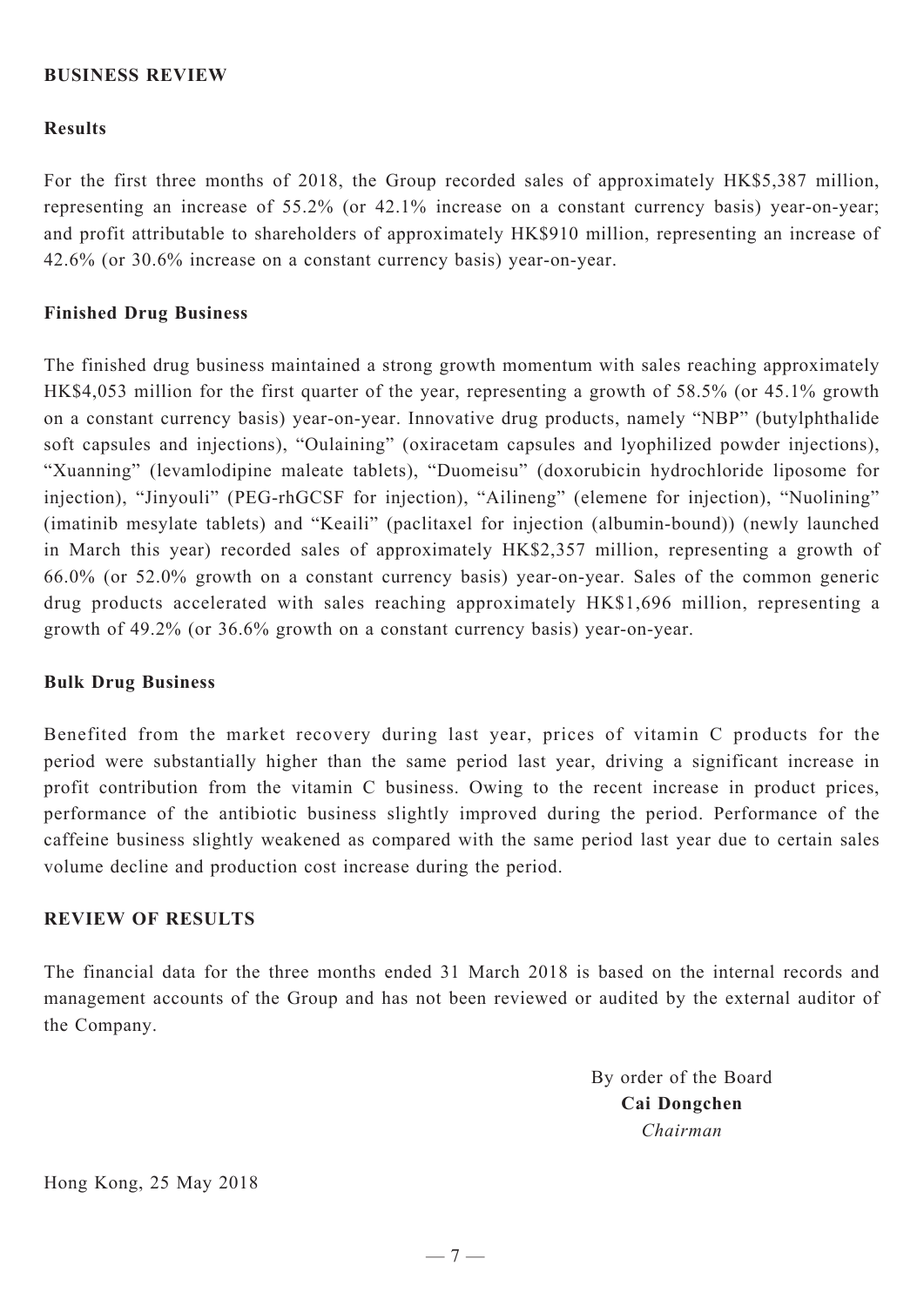## BUSINESS REVIEW

### Results

For the first three months of 2018, the Group recorded sales of approximately HK$5,387 million, representing an increase of 55.2% (or 42.1% increase on a constant currency basis) year-on-year; and profit attributable to shareholders of approximately HK$910 million, representing an increase of 42.6% (or 30.6% increase on a constant currency basis) year-on-year.

### Finished Drug Business

The finished drug business maintained a strong growth momentum with sales reaching approximately HK$4,053 million for the first quarter of the year, representing a growth of 58.5% (or 45.1% growth on a constant currency basis) year-on-year. Innovative drug products, namely "NBP" (butylphthalide soft capsules and injections), "Oulaining" (oxiracetam capsules and lyophilized powder injections), "Xuanning" (levamlodipine maleate tablets), "Duomeisu" (doxorubicin hydrochloride liposome for injection), "Jinyouli" (PEG-rhGCSF for injection), "Ailineng" (elemene for injection), "Nuolining" (imatinib mesylate tablets) and "Keaili" (paclitaxel for injection (albumin-bound)) (newly launched in March this year) recorded sales of approximately HK$2,357 million, representing a growth of 66.0% (or 52.0% growth on a constant currency basis) year-on-year. Sales of the common generic drug products accelerated with sales reaching approximately HK$1,696 million, representing a growth of 49.2% (or 36.6% growth on a constant currency basis) year-on-year.

### Bulk Drug Business

Benefited from the market recovery during last year, prices of vitamin C products for the period were substantially higher than the same period last year, driving a significant increase in profit contribution from the vitamin C business. Owing to the recent increase in product prices, performance of the antibiotic business slightly improved during the period. Performance of the caffeine business slightly weakened as compared with the same period last year due to certain sales volume decline and production cost increase during the period.

## REVIEW OF RESULTS

The financial data for the three months ended 31 March 2018 is based on the internal records and management accounts of the Group and has not been reviewed or audited by the external auditor of the Company.

By order of the Board
**Cai Dongchen**
*Chairman*

Hong Kong, 25 May 2018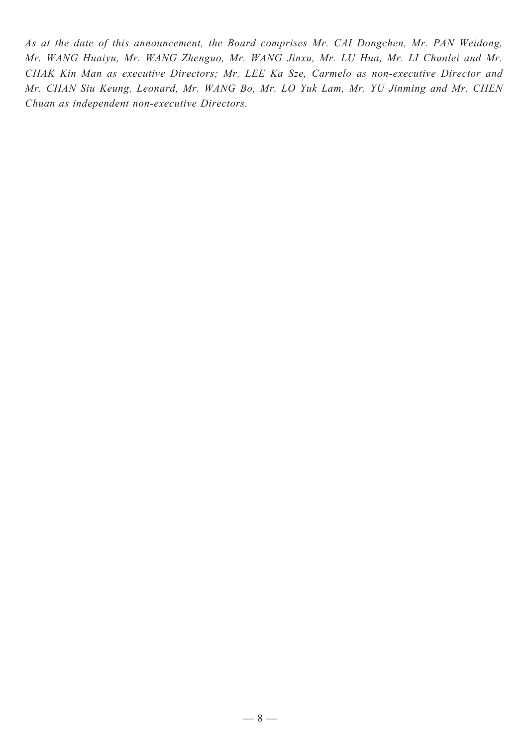*As at the date of this announcement, the Board comprises Mr. CAI Dongchen, Mr. PAN Weidong, Mr. WANG Huaiyu, Mr. WANG Zhenguo, Mr. WANG Jinxu, Mr. LU Hua, Mr. LI Chunlei and Mr. CHAK Kin Man as executive Directors; Mr. LEE Ka Sze, Carmelo as non-executive Director and Mr. CHAN Siu Keung, Leonard, Mr. WANG Bo, Mr. LO Yuk Lam, Mr. YU Jinming and Mr. CHEN Chuan as independent non-executive Directors.*